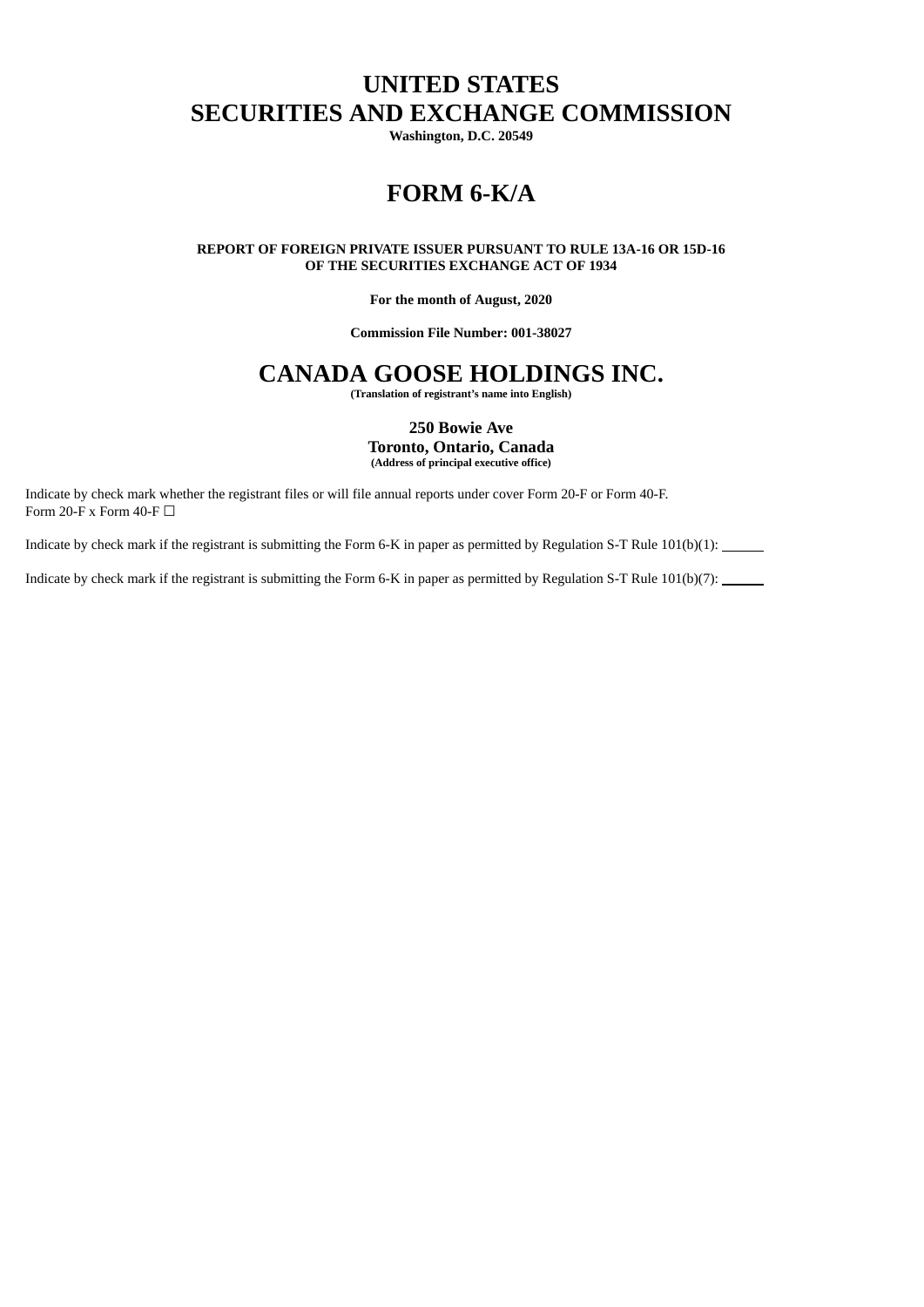# UNITED STATES
# SECURITIES AND EXCHANGE COMMISSION

**Washington, D.C. 20549**

# FORM 6-K/A

**REPORT OF FOREIGN PRIVATE ISSUER PURSUANT TO RULE 13A-16 OR 15D-16 OF THE SECURITIES EXCHANGE ACT OF 1934**

**For the month of August, 2020**

**Commission File Number: 001-38027**

# CANADA GOOSE HOLDINGS INC.

**(Translation of registrant's name into English)**

**250 Bowie Ave**
**Toronto, Ontario, Canada**
**(Address of principal executive office)**

Indicate by check mark whether the registrant files or will file annual reports under cover Form 20-F or Form 40-F.
Form 20-F x Form 40-F ☐

Indicate by check mark if the registrant is submitting the Form 6-K in paper as permitted by Regulation S-T Rule 101(b)(1): \_\_\_\_\_\_

Indicate by check mark if the registrant is submitting the Form 6-K in paper as permitted by Regulation S-T Rule 101(b)(7): \_\_\_\_\_\_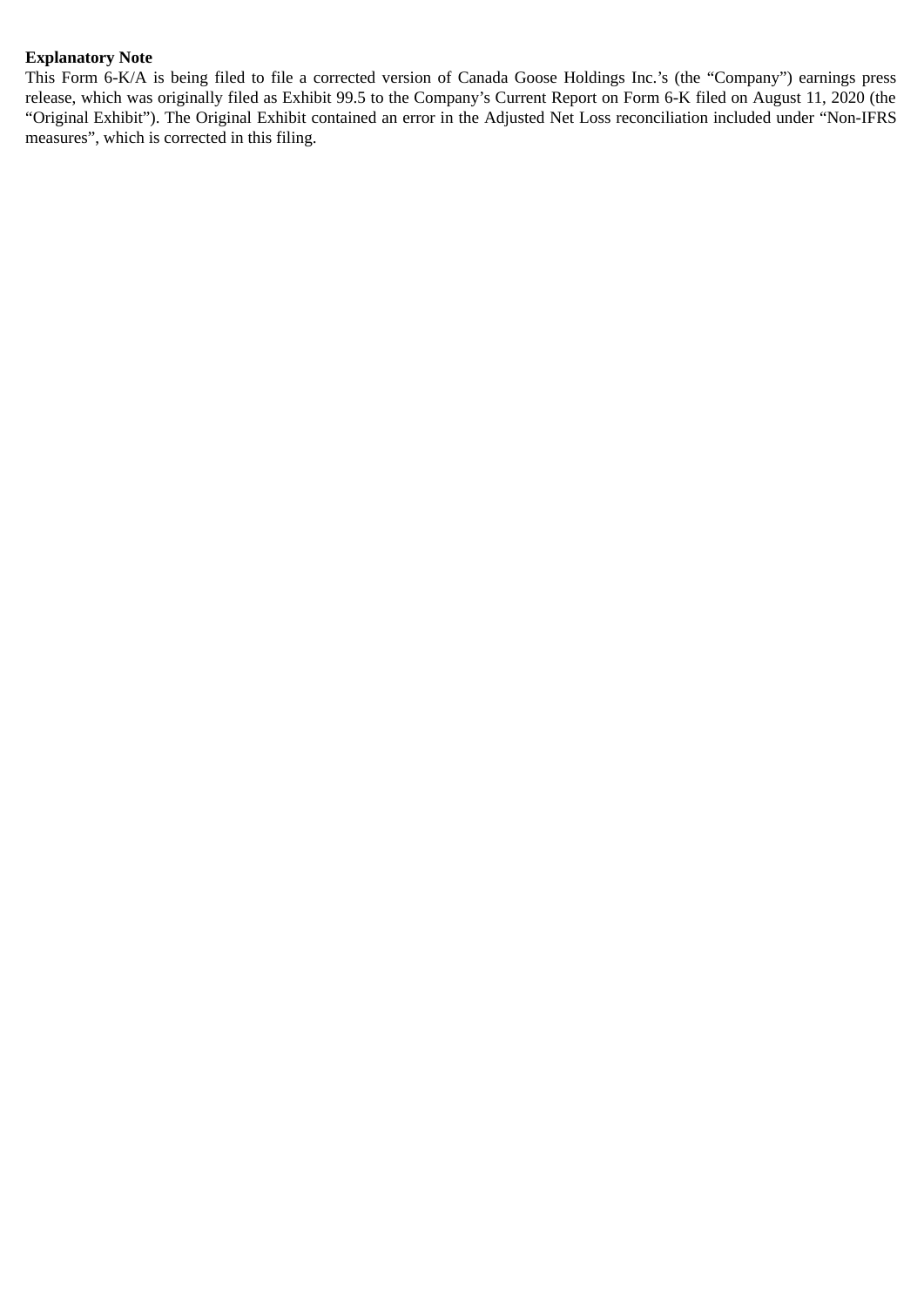**Explanatory Note**

This Form 6-K/A is being filed to file a corrected version of Canada Goose Holdings Inc.'s (the "Company") earnings press release, which was originally filed as Exhibit 99.5 to the Company's Current Report on Form 6-K filed on August 11, 2020 (the "Original Exhibit"). The Original Exhibit contained an error in the Adjusted Net Loss reconciliation included under "Non-IFRS measures", which is corrected in this filing.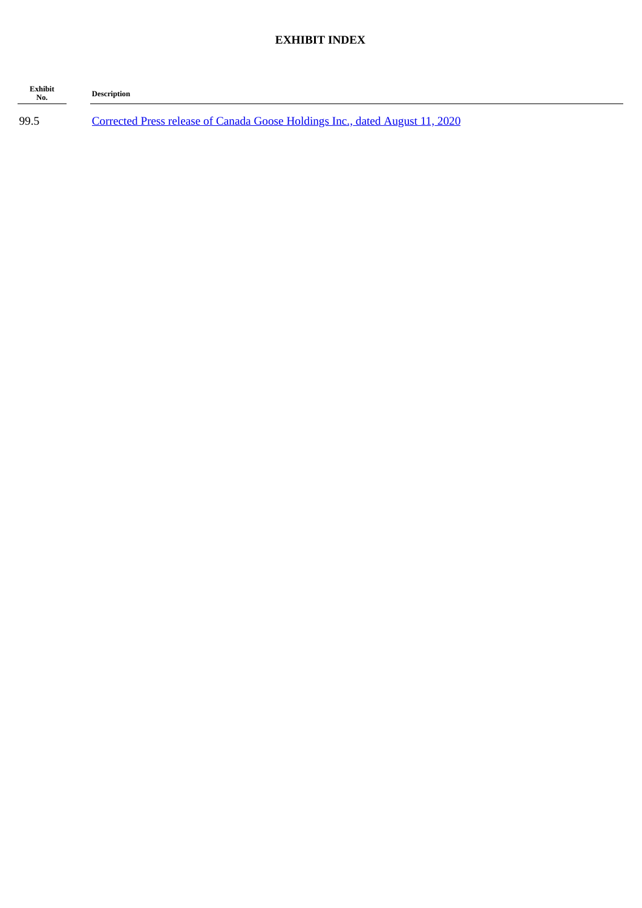## EXHIBIT INDEX

| Exhibit No. | Description |
|---|---|
| 99.5 | Corrected Press release of Canada Goose Holdings Inc., dated August 11, 2020 |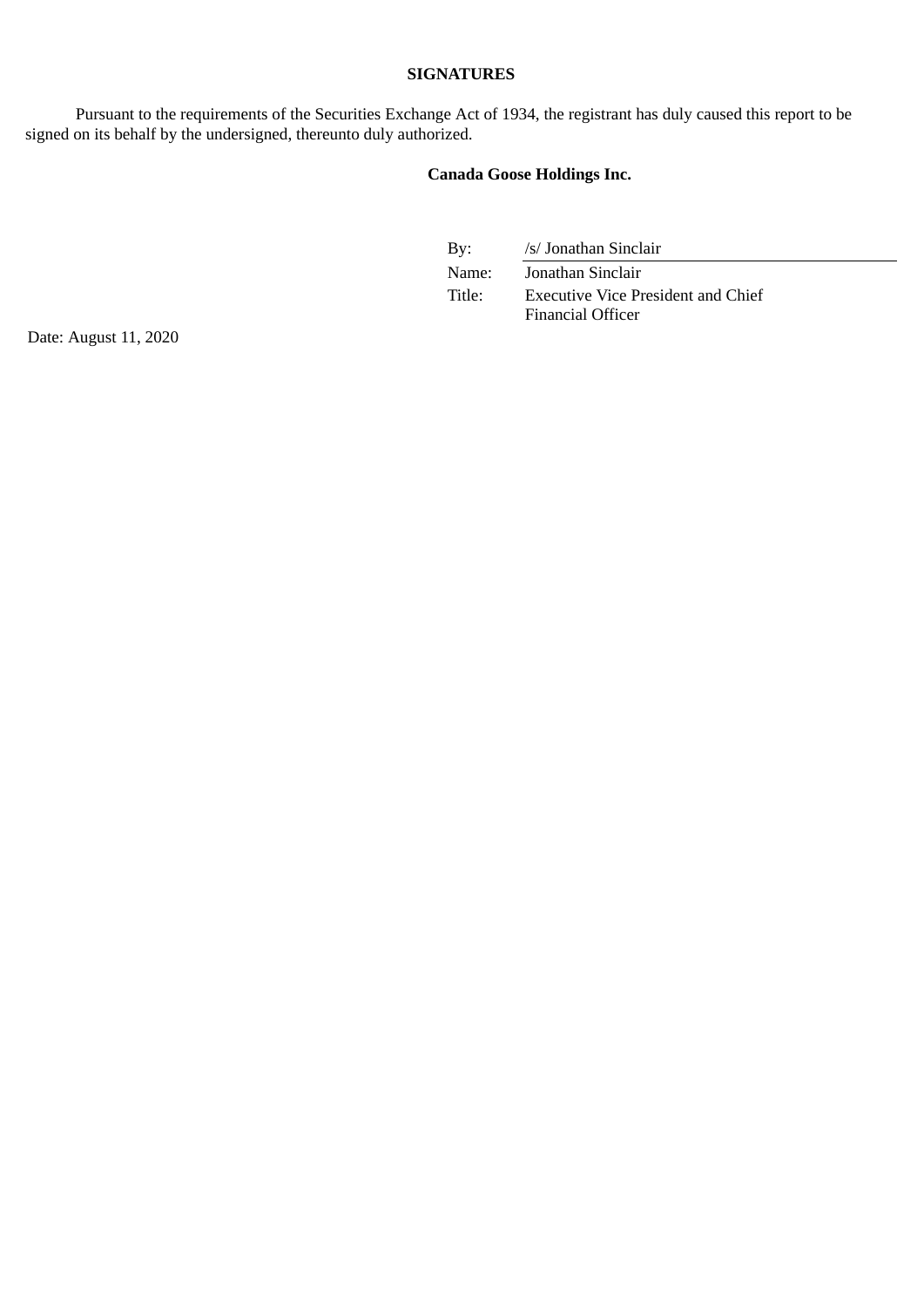**SIGNATURES**

Pursuant to the requirements of the Securities Exchange Act of 1934, the registrant has duly caused this report to be signed on its behalf by the undersigned, thereunto duly authorized.

**Canada Goose Holdings Inc.**

| | |
|---|---|
| By: | /s/ Jonathan Sinclair |
| Name: | Jonathan Sinclair |
| Title: | Executive Vice President and Chief Financial Officer |

Date: August 11, 2020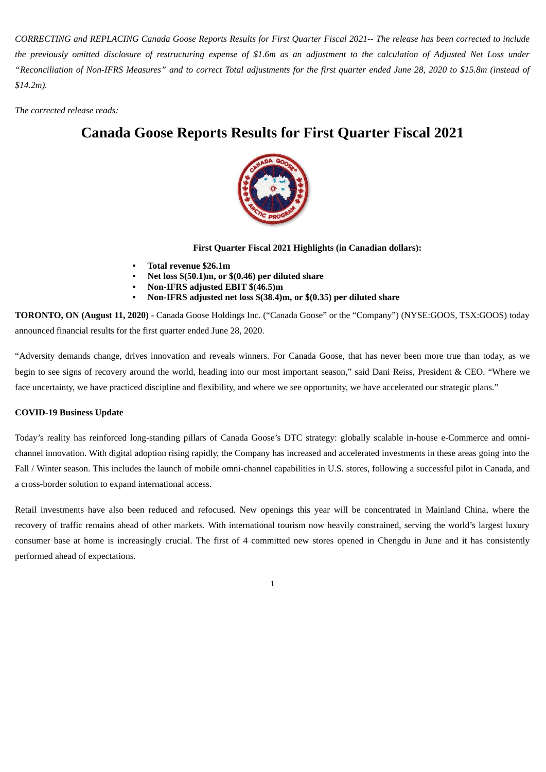*CORRECTING and REPLACING Canada Goose Reports Results for First Quarter Fiscal 2021-- The release has been corrected to include the previously omitted disclosure of restructuring expense of $1.6m as an adjustment to the calculation of Adjusted Net Loss under "Reconciliation of Non-IFRS Measures" and to correct Total adjustments for the first quarter ended June 28, 2020 to $15.8m (instead of $14.2m).*

*The corrected release reads:*

# Canada Goose Reports Results for First Quarter Fiscal 2021

**First Quarter Fiscal 2021 Highlights (in Canadian dollars):**

- **Total revenue $26.1m**
- **Net loss $(50.1)m, or $(0.46) per diluted share**
- **Non-IFRS adjusted EBIT $(46.5)m**
- **Non-IFRS adjusted net loss $(38.4)m, or $(0.35) per diluted share**

**TORONTO, ON (August 11, 2020)** - Canada Goose Holdings Inc. ("Canada Goose" or the "Company") (NYSE:GOOS, TSX:GOOS) today announced financial results for the first quarter ended June 28, 2020.

"Adversity demands change, drives innovation and reveals winners. For Canada Goose, that has never been more true than today, as we begin to see signs of recovery around the world, heading into our most important season," said Dani Reiss, President & CEO. "Where we face uncertainty, we have practiced discipline and flexibility, and where we see opportunity, we have accelerated our strategic plans."

**COVID-19 Business Update**

Today's reality has reinforced long-standing pillars of Canada Goose's DTC strategy: globally scalable in-house e-Commerce and omni-channel innovation. With digital adoption rising rapidly, the Company has increased and accelerated investments in these areas going into the Fall / Winter season. This includes the launch of mobile omni-channel capabilities in U.S. stores, following a successful pilot in Canada, and a cross-border solution to expand international access.

Retail investments have also been reduced and refocused. New openings this year will be concentrated in Mainland China, where the recovery of traffic remains ahead of other markets. With international tourism now heavily constrained, serving the world's largest luxury consumer base at home is increasingly crucial. The first of 4 committed new stores opened in Chengdu in June and it has consistently performed ahead of expectations.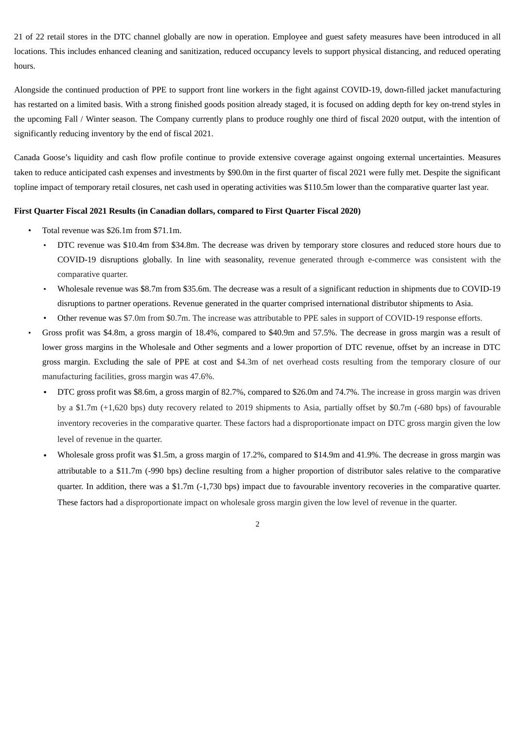21 of 22 retail stores in the DTC channel globally are now in operation. Employee and guest safety measures have been introduced in all locations. This includes enhanced cleaning and sanitization, reduced occupancy levels to support physical distancing, and reduced operating hours.

Alongside the continued production of PPE to support front line workers in the fight against COVID-19, down-filled jacket manufacturing has restarted on a limited basis. With a strong finished goods position already staged, it is focused on adding depth for key on-trend styles in the upcoming Fall / Winter season. The Company currently plans to produce roughly one third of fiscal 2020 output, with the intention of significantly reducing inventory by the end of fiscal 2021.

Canada Goose's liquidity and cash flow profile continue to provide extensive coverage against ongoing external uncertainties. Measures taken to reduce anticipated cash expenses and investments by $90.0m in the first quarter of fiscal 2021 were fully met. Despite the significant topline impact of temporary retail closures, net cash used in operating activities was $110.5m lower than the comparative quarter last year.

**First Quarter Fiscal 2021 Results (in Canadian dollars, compared to First Quarter Fiscal 2020)**

- Total revenue was $26.1m from $71.1m.
  - DTC revenue was $10.4m from $34.8m. The decrease was driven by temporary store closures and reduced store hours due to COVID-19 disruptions globally. In line with seasonality, revenue generated through e-commerce was consistent with the comparative quarter.
  - Wholesale revenue was $8.7m from $35.6m. The decrease was a result of a significant reduction in shipments due to COVID-19 disruptions to partner operations. Revenue generated in the quarter comprised international distributor shipments to Asia.
  - Other revenue was $7.0m from $0.7m. The increase was attributable to PPE sales in support of COVID-19 response efforts.
- Gross profit was $4.8m, a gross margin of 18.4%, compared to $40.9m and 57.5%. The decrease in gross margin was a result of lower gross margins in the Wholesale and Other segments and a lower proportion of DTC revenue, offset by an increase in DTC gross margin. Excluding the sale of PPE at cost and $4.3m of net overhead costs resulting from the temporary closure of our manufacturing facilities, gross margin was 47.6%.
  - DTC gross profit was $8.6m, a gross margin of 82.7%, compared to $26.0m and 74.7%. The increase in gross margin was driven by a $1.7m (+1,620 bps) duty recovery related to 2019 shipments to Asia, partially offset by $0.7m (-680 bps) of favourable inventory recoveries in the comparative quarter. These factors had a disproportionate impact on DTC gross margin given the low level of revenue in the quarter.
  - Wholesale gross profit was $1.5m, a gross margin of 17.2%, compared to $14.9m and 41.9%. The decrease in gross margin was attributable to a $11.7m (-990 bps) decline resulting from a higher proportion of distributor sales relative to the comparative quarter. In addition, there was a $1.7m (-1,730 bps) impact due to favourable inventory recoveries in the comparative quarter. These factors had a disproportionate impact on wholesale gross margin given the low level of revenue in the quarter.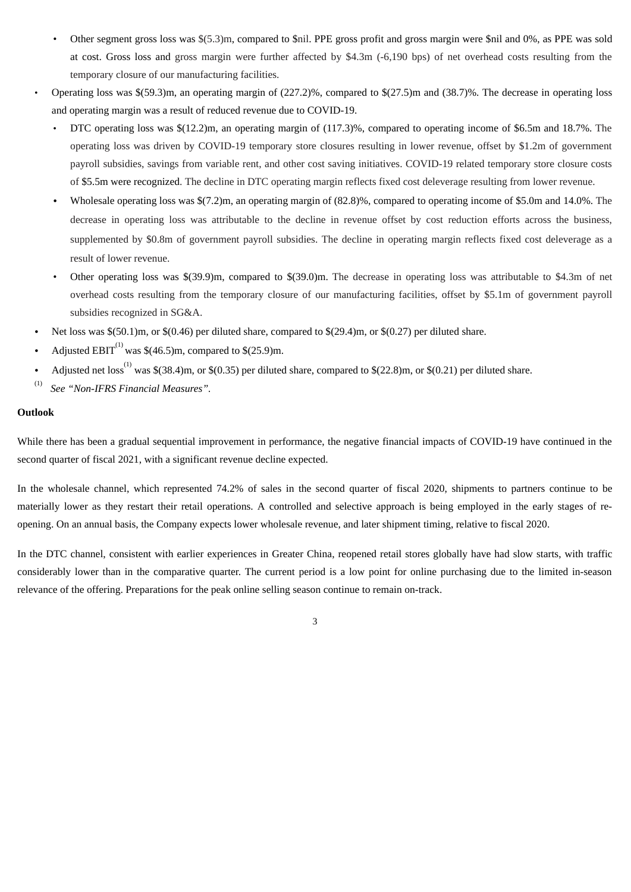- Other segment gross loss was $(5.3)m, compared to $nil. PPE gross profit and gross margin were $nil and 0%, as PPE was sold at cost. Gross loss and gross margin were further affected by $4.3m (-6,190 bps) of net overhead costs resulting from the temporary closure of our manufacturing facilities.
- Operating loss was $(59.3)m, an operating margin of (227.2)%, compared to $(27.5)m and (38.7)%. The decrease in operating loss and operating margin was a result of reduced revenue due to COVID-19.
  - DTC operating loss was $(12.2)m, an operating margin of (117.3)%, compared to operating income of $6.5m and 18.7%. The operating loss was driven by COVID-19 temporary store closures resulting in lower revenue, offset by $1.2m of government payroll subsidies, savings from variable rent, and other cost saving initiatives. COVID-19 related temporary store closure costs of $5.5m were recognized. The decline in DTC operating margin reflects fixed cost deleverage resulting from lower revenue.
  - Wholesale operating loss was $(7.2)m, an operating margin of (82.8)%, compared to operating income of $5.0m and 14.0%. The decrease in operating loss was attributable to the decline in revenue offset by cost reduction efforts across the business, supplemented by $0.8m of government payroll subsidies. The decline in operating margin reflects fixed cost deleverage as a result of lower revenue.
  - Other operating loss was $(39.9)m, compared to $(39.0)m. The decrease in operating loss was attributable to $4.3m of net overhead costs resulting from the temporary closure of our manufacturing facilities, offset by $5.1m of government payroll subsidies recognized in SG&A.
- Net loss was $(50.1)m, or $(0.46) per diluted share, compared to $(29.4)m, or $(0.27) per diluted share.
- Adjusted EBIT[(1)] was $(46.5)m, compared to $(25.9)m.
- Adjusted net loss[(1)] was $(38.4)m, or $(0.35) per diluted share, compared to $(22.8)m, or $(0.21) per diluted share.

(1) *See "Non-IFRS Financial Measures".*

**Outlook**

While there has been a gradual sequential improvement in performance, the negative financial impacts of COVID-19 have continued in the second quarter of fiscal 2021, with a significant revenue decline expected.

In the wholesale channel, which represented 74.2% of sales in the second quarter of fiscal 2020, shipments to partners continue to be materially lower as they restart their retail operations. A controlled and selective approach is being employed in the early stages of re-opening. On an annual basis, the Company expects lower wholesale revenue, and later shipment timing, relative to fiscal 2020.

In the DTC channel, consistent with earlier experiences in Greater China, reopened retail stores globally have had slow starts, with traffic considerably lower than in the comparative quarter. The current period is a low point for online purchasing due to the limited in-season relevance of the offering. Preparations for the peak online selling season continue to remain on-track.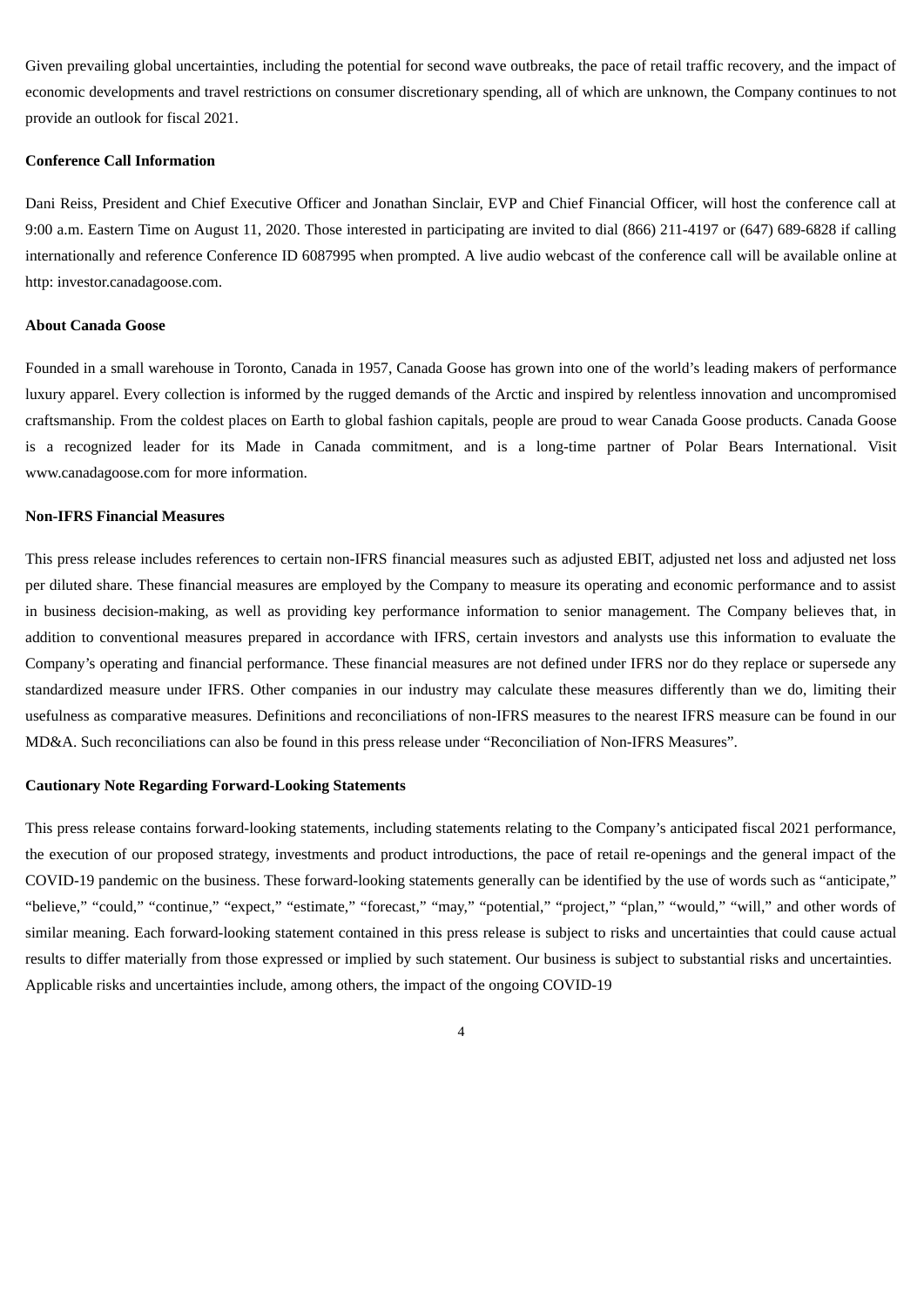Given prevailing global uncertainties, including the potential for second wave outbreaks, the pace of retail traffic recovery, and the impact of economic developments and travel restrictions on consumer discretionary spending, all of which are unknown, the Company continues to not provide an outlook for fiscal 2021.

**Conference Call Information**

Dani Reiss, President and Chief Executive Officer and Jonathan Sinclair, EVP and Chief Financial Officer, will host the conference call at 9:00 a.m. Eastern Time on August 11, 2020. Those interested in participating are invited to dial (866) 211-4197 or (647) 689-6828 if calling internationally and reference Conference ID 6087995 when prompted. A live audio webcast of the conference call will be available online at http: investor.canadagoose.com.

**About Canada Goose**

Founded in a small warehouse in Toronto, Canada in 1957, Canada Goose has grown into one of the world's leading makers of performance luxury apparel. Every collection is informed by the rugged demands of the Arctic and inspired by relentless innovation and uncompromised craftsmanship. From the coldest places on Earth to global fashion capitals, people are proud to wear Canada Goose products. Canada Goose is a recognized leader for its Made in Canada commitment, and is a long-time partner of Polar Bears International. Visit www.canadagoose.com for more information.

**Non-IFRS Financial Measures**

This press release includes references to certain non-IFRS financial measures such as adjusted EBIT, adjusted net loss and adjusted net loss per diluted share. These financial measures are employed by the Company to measure its operating and economic performance and to assist in business decision-making, as well as providing key performance information to senior management. The Company believes that, in addition to conventional measures prepared in accordance with IFRS, certain investors and analysts use this information to evaluate the Company's operating and financial performance. These financial measures are not defined under IFRS nor do they replace or supersede any standardized measure under IFRS. Other companies in our industry may calculate these measures differently than we do, limiting their usefulness as comparative measures. Definitions and reconciliations of non-IFRS measures to the nearest IFRS measure can be found in our MD&A. Such reconciliations can also be found in this press release under "Reconciliation of Non-IFRS Measures".

**Cautionary Note Regarding Forward-Looking Statements**

This press release contains forward-looking statements, including statements relating to the Company's anticipated fiscal 2021 performance, the execution of our proposed strategy, investments and product introductions, the pace of retail re-openings and the general impact of the COVID-19 pandemic on the business. These forward-looking statements generally can be identified by the use of words such as "anticipate," "believe," "could," "continue," "expect," "estimate," "forecast," "may," "potential," "project," "plan," "would," "will," and other words of similar meaning. Each forward-looking statement contained in this press release is subject to risks and uncertainties that could cause actual results to differ materially from those expressed or implied by such statement. Our business is subject to substantial risks and uncertainties. Applicable risks and uncertainties include, among others, the impact of the ongoing COVID-19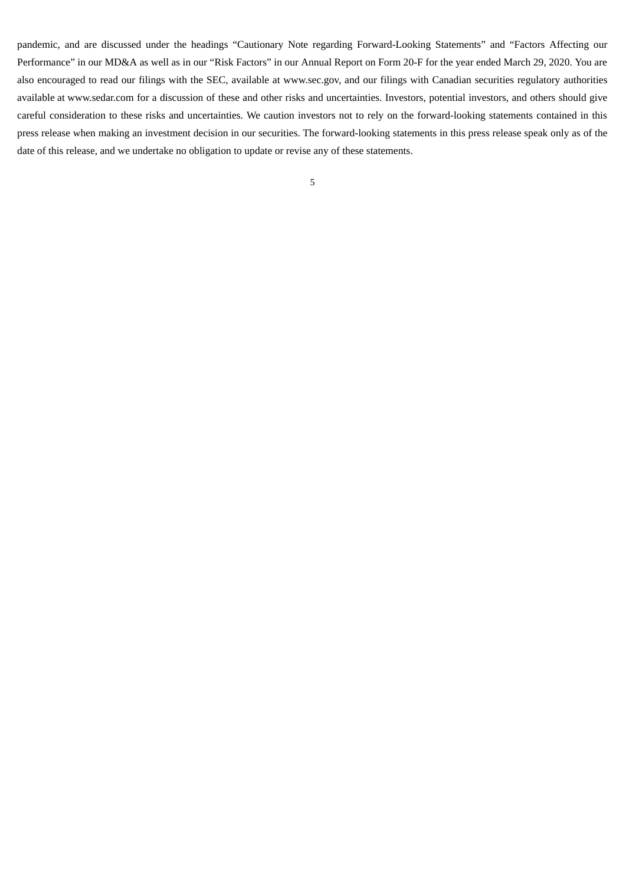pandemic, and are discussed under the headings "Cautionary Note regarding Forward-Looking Statements" and "Factors Affecting our Performance" in our MD&A as well as in our "Risk Factors" in our Annual Report on Form 20-F for the year ended March 29, 2020. You are also encouraged to read our filings with the SEC, available at www.sec.gov, and our filings with Canadian securities regulatory authorities available at www.sedar.com for a discussion of these and other risks and uncertainties. Investors, potential investors, and others should give careful consideration to these risks and uncertainties. We caution investors not to rely on the forward-looking statements contained in this press release when making an investment decision in our securities. The forward-looking statements in this press release speak only as of the date of this release, and we undertake no obligation to update or revise any of these statements.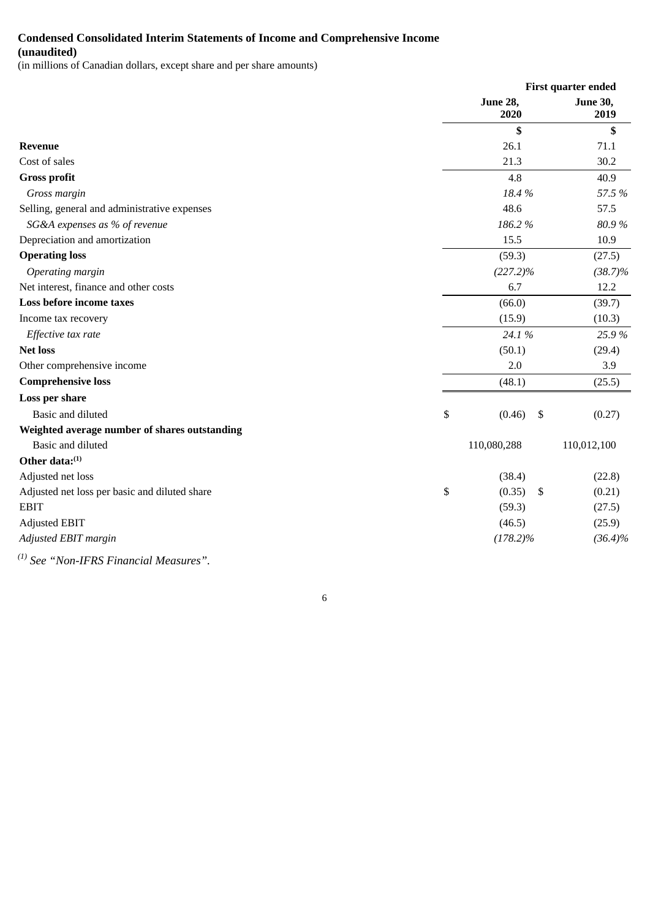**Condensed Consolidated Interim Statements of Income and Comprehensive Income (unaudited)**

(in millions of Canadian dollars, except share and per share amounts)

| | First quarter ended | |
|---|---|---|
| | June 28, 2020 | June 30, 2019 |
| | $ | $ |
| **Revenue** | 26.1 | 71.1 |
| Cost of sales | 21.3 | 30.2 |
| **Gross profit** | 4.8 | 40.9 |
| *Gross margin* | *18.4 %* | *57.5 %* |
| Selling, general and administrative expenses | 48.6 | 57.5 |
| *SG&A expenses as % of revenue* | *186.2 %* | *80.9 %* |
| Depreciation and amortization | 15.5 | 10.9 |
| **Operating loss** | (59.3) | (27.5) |
| *Operating margin* | *(227.2)%* | *(38.7)%* |
| Net interest, finance and other costs | 6.7 | 12.2 |
| **Loss before income taxes** | (66.0) | (39.7) |
| Income tax recovery | (15.9) | (10.3) |
| *Effective tax rate* | *24.1 %* | *25.9 %* |
| **Net loss** | (50.1) | (29.4) |
| Other comprehensive income | 2.0 | 3.9 |
| **Comprehensive loss** | (48.1) | (25.5) |
| **Loss per share** | | |
| Basic and diluted | $ (0.46) | $ (0.27) |
| **Weighted average number of shares outstanding** | | |
| Basic and diluted | 110,080,288 | 110,012,100 |
| **Other data:**[1] | | |
| Adjusted net loss | (38.4) | (22.8) |
| Adjusted net loss per basic and diluted share | $ (0.35) | $ (0.21) |
| EBIT | (59.3) | (27.5) |
| Adjusted EBIT | (46.5) | (25.9) |
| *Adjusted EBIT margin* | *(178.2)%* | *(36.4)%* |

[1] *See "Non-IFRS Financial Measures".*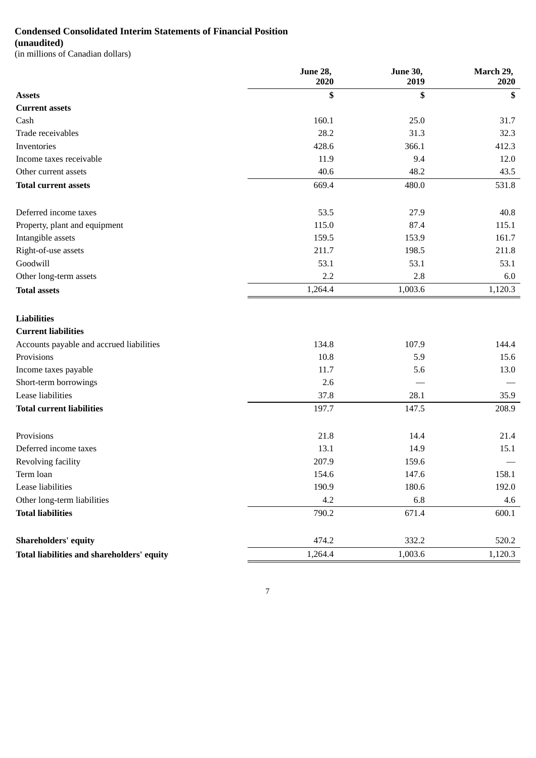**Condensed Consolidated Interim Statements of Financial Position**
**(unaudited)**
(in millions of Canadian dollars)

| | June 28, 2020 | June 30, 2019 | March 29, 2020 |
|---|---|---|---|
| **Assets** | **$** | **$** | **$** |
| **Current assets** | | | |
| Cash | 160.1 | 25.0 | 31.7 |
| Trade receivables | 28.2 | 31.3 | 32.3 |
| Inventories | 428.6 | 366.1 | 412.3 |
| Income taxes receivable | 11.9 | 9.4 | 12.0 |
| Other current assets | 40.6 | 48.2 | 43.5 |
| **Total current assets** | 669.4 | 480.0 | 531.8 |
| | | | |
| Deferred income taxes | 53.5 | 27.9 | 40.8 |
| Property, plant and equipment | 115.0 | 87.4 | 115.1 |
| Intangible assets | 159.5 | 153.9 | 161.7 |
| Right-of-use assets | 211.7 | 198.5 | 211.8 |
| Goodwill | 53.1 | 53.1 | 53.1 |
| Other long-term assets | 2.2 | 2.8 | 6.0 |
| **Total assets** | 1,264.4 | 1,003.6 | 1,120.3 |
| | | | |
| **Liabilities** | | | |
| **Current liabilities** | | | |
| Accounts payable and accrued liabilities | 134.8 | 107.9 | 144.4 |
| Provisions | 10.8 | 5.9 | 15.6 |
| Income taxes payable | 11.7 | 5.6 | 13.0 |
| Short-term borrowings | 2.6 | — | — |
| Lease liabilities | 37.8 | 28.1 | 35.9 |
| **Total current liabilities** | 197.7 | 147.5 | 208.9 |
| | | | |
| Provisions | 21.8 | 14.4 | 21.4 |
| Deferred income taxes | 13.1 | 14.9 | 15.1 |
| Revolving facility | 207.9 | 159.6 | — |
| Term loan | 154.6 | 147.6 | 158.1 |
| Lease liabilities | 190.9 | 180.6 | 192.0 |
| Other long-term liabilities | 4.2 | 6.8 | 4.6 |
| **Total liabilities** | 790.2 | 671.4 | 600.1 |
| | | | |
| **Shareholders' equity** | 474.2 | 332.2 | 520.2 |
| **Total liabilities and shareholders' equity** | 1,264.4 | 1,003.6 | 1,120.3 |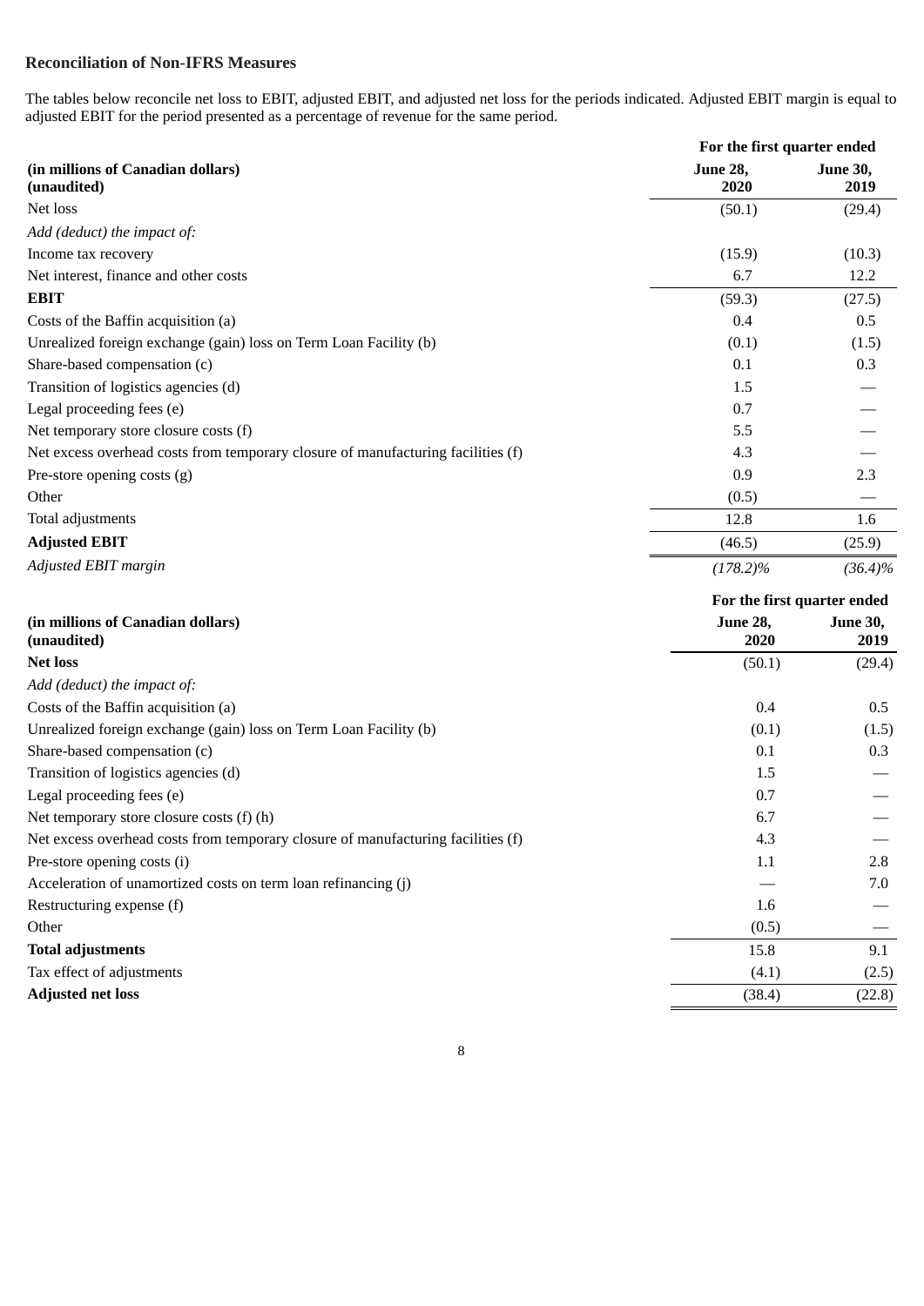**Reconciliation of Non-IFRS Measures**

The tables below reconcile net loss to EBIT, adjusted EBIT, and adjusted net loss for the periods indicated. Adjusted EBIT margin is equal to adjusted EBIT for the period presented as a percentage of revenue for the same period.

| (in millions of Canadian dollars) (unaudited) | For the first quarter ended June 28, 2020 | For the first quarter ended June 30, 2019 |
|---|---|---|
| Net loss | (50.1) | (29.4) |
| *Add (deduct) the impact of:* | | |
| Income tax recovery | (15.9) | (10.3) |
| Net interest, finance and other costs | 6.7 | 12.2 |
| **EBIT** | (59.3) | (27.5) |
| Costs of the Baffin acquisition (a) | 0.4 | 0.5 |
| Unrealized foreign exchange (gain) loss on Term Loan Facility (b) | (0.1) | (1.5) |
| Share-based compensation (c) | 0.1 | 0.3 |
| Transition of logistics agencies (d) | 1.5 | — |
| Legal proceeding fees (e) | 0.7 | — |
| Net temporary store closure costs (f) | 5.5 | — |
| Net excess overhead costs from temporary closure of manufacturing facilities (f) | 4.3 | — |
| Pre-store opening costs (g) | 0.9 | 2.3 |
| Other | (0.5) | — |
| Total adjustments | 12.8 | 1.6 |
| **Adjusted EBIT** | (46.5) | (25.9) |
| *Adjusted EBIT margin* | *(178.2)%* | *(36.4)%* |

| (in millions of Canadian dollars) (unaudited) | For the first quarter ended June 28, 2020 | For the first quarter ended June 30, 2019 |
|---|---|---|
| **Net loss** | (50.1) | (29.4) |
| *Add (deduct) the impact of:* | | |
| Costs of the Baffin acquisition (a) | 0.4 | 0.5 |
| Unrealized foreign exchange (gain) loss on Term Loan Facility (b) | (0.1) | (1.5) |
| Share-based compensation (c) | 0.1 | 0.3 |
| Transition of logistics agencies (d) | 1.5 | — |
| Legal proceeding fees (e) | 0.7 | — |
| Net temporary store closure costs (f) (h) | 6.7 | — |
| Net excess overhead costs from temporary closure of manufacturing facilities (f) | 4.3 | — |
| Pre-store opening costs (i) | 1.1 | 2.8 |
| Acceleration of unamortized costs on term loan refinancing (j) | — | 7.0 |
| Restructuring expense (f) | 1.6 | — |
| Other | (0.5) | — |
| **Total adjustments** | 15.8 | 9.1 |
| Tax effect of adjustments | (4.1) | (2.5) |
| **Adjusted net loss** | (38.4) | (22.8) |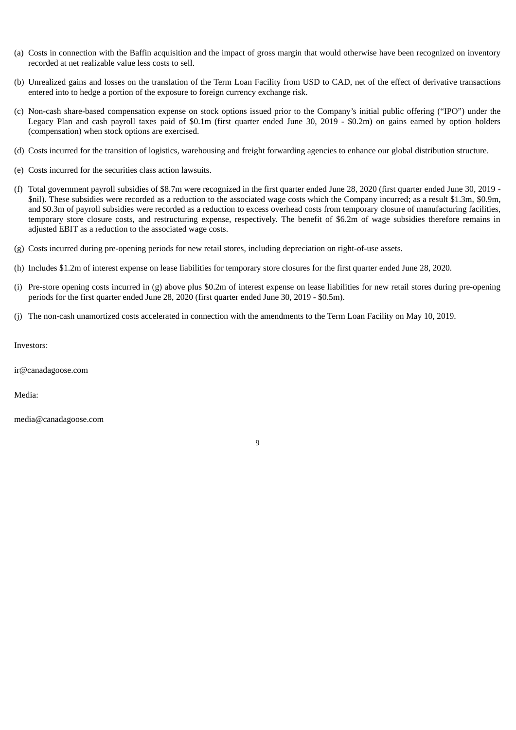(a) Costs in connection with the Baffin acquisition and the impact of gross margin that would otherwise have been recognized on inventory recorded at net realizable value less costs to sell.

(b) Unrealized gains and losses on the translation of the Term Loan Facility from USD to CAD, net of the effect of derivative transactions entered into to hedge a portion of the exposure to foreign currency exchange risk.

(c) Non-cash share-based compensation expense on stock options issued prior to the Company's initial public offering ("IPO") under the Legacy Plan and cash payroll taxes paid of $0.1m (first quarter ended June 30, 2019 - $0.2m) on gains earned by option holders (compensation) when stock options are exercised.

(d) Costs incurred for the transition of logistics, warehousing and freight forwarding agencies to enhance our global distribution structure.

(e) Costs incurred for the securities class action lawsuits.

(f) Total government payroll subsidies of $8.7m were recognized in the first quarter ended June 28, 2020 (first quarter ended June 30, 2019 - $nil). These subsidies were recorded as a reduction to the associated wage costs which the Company incurred; as a result $1.3m, $0.9m, and $0.3m of payroll subsidies were recorded as a reduction to excess overhead costs from temporary closure of manufacturing facilities, temporary store closure costs, and restructuring expense, respectively. The benefit of $6.2m of wage subsidies therefore remains in adjusted EBIT as a reduction to the associated wage costs.

(g) Costs incurred during pre-opening periods for new retail stores, including depreciation on right-of-use assets.

(h) Includes $1.2m of interest expense on lease liabilities for temporary store closures for the first quarter ended June 28, 2020.

(i) Pre-store opening costs incurred in (g) above plus $0.2m of interest expense on lease liabilities for new retail stores during pre-opening periods for the first quarter ended June 28, 2020 (first quarter ended June 30, 2019 - $0.5m).

(j) The non-cash unamortized costs accelerated in connection with the amendments to the Term Loan Facility on May 10, 2019.

Investors:

ir@canadagoose.com

Media:

media@canadagoose.com